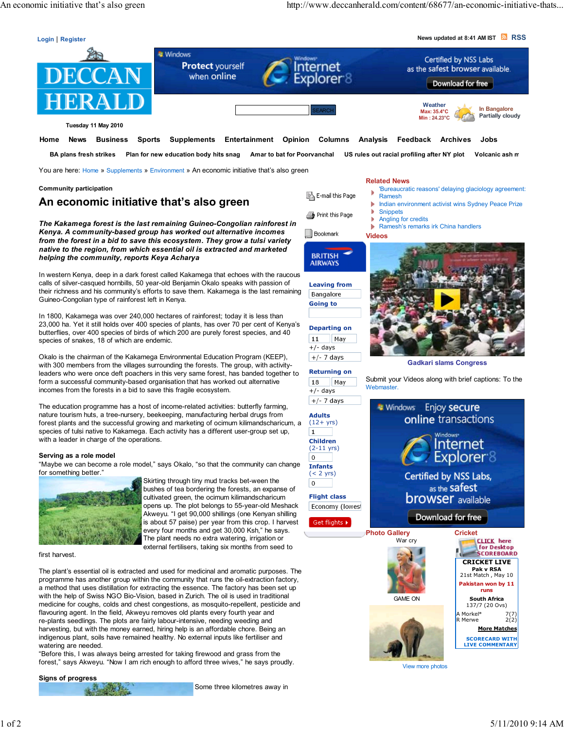Community participation

# An economic initiative that's also green

***The Kakamega forest is the last remaining Guineo-Congolian rainforest in Kenya. A community-based group has worked out alternative incomes from the forest in a bid to save this ecosystem. They grow a tulsi variety native to the region, from which essential oil is extracted and marketed helping the community, reports Keya Acharya***

In western Kenya, deep in a dark forest called Kakamega that echoes with the raucous calls of silver-casqued hornbills, 50 year-old Benjamin Okalo speaks with passion of their richness and his community's efforts to save them. Kakamega is the last remaining Guineo-Congolian type of rainforest left in Kenya.

In 1800, Kakamega was over 240,000 hectares of rainforest; today it is less than 23,000 ha. Yet it still holds over 400 species of plants, has over 70 per cent of Kenya's butterflies, over 400 species of birds of which 200 are purely forest species, and 40 species of snakes, 18 of which are endemic.

Okalo is the chairman of the Kakamega Environmental Education Program (KEEP), with 300 members from the villages surrounding the forests. The group, with activity-leaders who were once deft poachers in this very same forest, has banded together to form a successful community-based organisation that has worked out alternative incomes from the forests in a bid to save this fragile ecosystem.

The education programme has a host of income-related activities: butterfly farming, nature tourism huts, a tree-nursery, beekeeping, manufacturing herbal drugs from forest plants and the successful growing and marketing of ocimum kilimandscharicum, a species of tulsi native to Kakamega. Each activity has a different user-group set up, with a leader in charge of the operations.

## Serving as a role model

"Maybe we can become a role model," says Okalo, "so that the community can change for something better."

Skirting through tiny mud tracks bet-ween the bushes of tea bordering the forests, an expanse of cultivated green, the ocimum kilimandscharicum opens up. The plot belongs to 55-year-old Meshack Akweyu. "I get 90,000 shillings (one Kenyan shilling is about 57 paise) per year from this crop. I harvest every four months and get 30,000 Ksh," he says. The plant needs no extra watering, irrigation or external fertilisers, taking six months from seed to first harvest.

The plant's essential oil is extracted and used for medicinal and aromatic purposes. The programme has another group within the community that runs the oil-extraction factory, a method that uses distillation for extracting the essence. The factory has been set up with the help of Swiss NGO Bio-Vision, based in Zurich. The oil is used in traditional medicine for coughs, colds and chest congestions, as mosquito-repellent, pesticide and flavouring agent. In the field, Akweyu removes old plants every fourth year and re-plants seedlings. The plots are fairly labour-intensive, needing weeding and harvesting, but with the help of hiring help is an affordable chore. Being an indigenous plant, soils have remained healthy. No external inputs like fertiliser and watering are needed.

"Before this, I was always being arrested for taking firewood and grass from the forest," says Akweyu. "Now I am rich enough to afford three wives," he says proudly.

## Signs of progress

Some three kilometres away in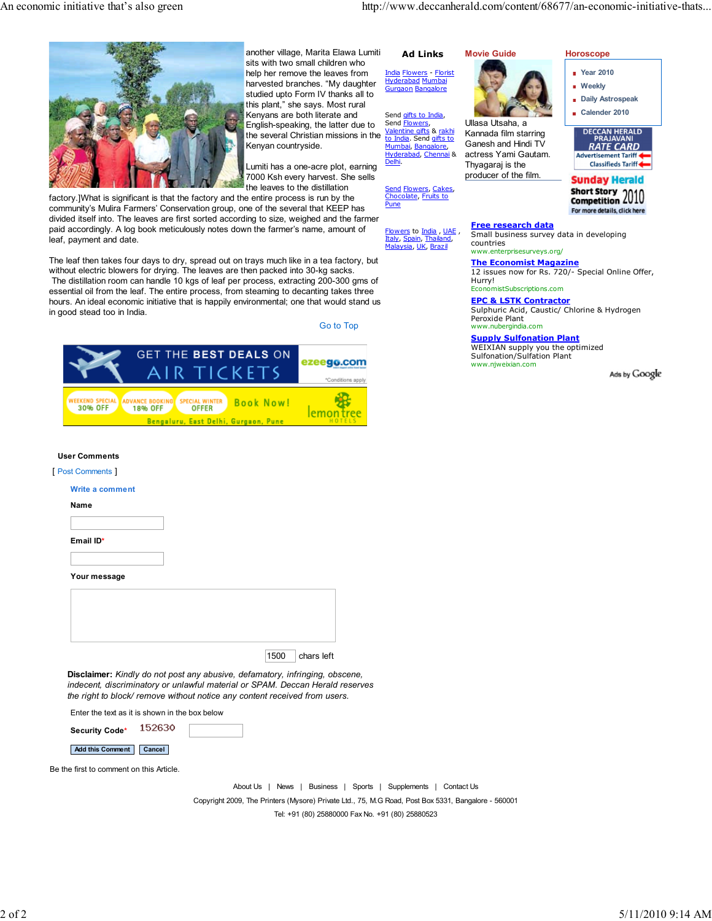another village, Marita Elawa Lumiti sits with two small children who help her remove the leaves from harvested branches. "My daughter studied upto Form IV thanks all to this plant," she says. Most rural Kenyans are both literate and English-speaking, the latter due to the several Christian missions in the Kenyan countryside.

Lumiti has a one-acre plot, earning 7000 Ksh every harvest. She sells the leaves to the distillation factory.]What is significant is that the factory and the entire process is run by the community's Mulira Farmers' Conservation group, one of the several that KEEP has divided itself into. The leaves are first sorted according to size, weighed and the farmer paid accordingly. A log book meticulously notes down the farmer's name, amount of leaf, payment and date.

The leaf then takes four days to dry, spread out on trays much like in a tea factory, but without electric blowers for drying. The leaves are then packed into 30-kg sacks. The distillation room can handle 10 kgs of leaf per process, extracting 200-300 gms of essential oil from the leaf. The entire process, from steaming to decanting takes three hours. An ideal economic initiative that is happily environmental; one that would stand us in good stead too in India.

Go to Top

**User Comments**

[ Post Comments ]

**Write a comment**

**Name**

**Email ID***

**Your message**

1500 chars left

**Disclaimer:** *Kindly do not post any abusive, defamatory, infringing, obscene, indecent, discriminatory or unlawful material or SPAM. Deccan Herald reserves the right to block/ remove without notice any content received from users.*

Enter the text as it is shown in the box below

**Security Code*** 152630

Add this Comment | Cancel

Be the first to comment on this Article.

About Us | News | Business | Sports | Supplements | Contact Us

Copyright 2009, The Printers (Mysore) Private Ltd., 75, M.G Road, Post Box 5331, Bangalore - 560001

Tel: +91 (80) 25880000 Fax No. +91 (80) 25880523